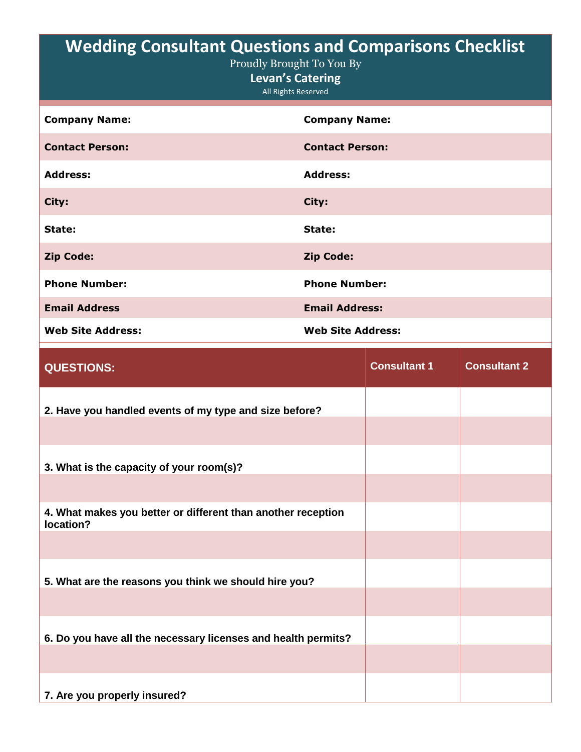# Wedding Consultant Questions and Comparisons Checklist

Proudly Brought To You By

**Levan's Catering**

All Rights Reserved

| | |
|---|---|
| **Company Name:** | **Company Name:** |
| **Contact Person:** | **Contact Person:** |
| **Address:** | **Address:** |
| **City:** | **City:** |
| **State:** | **State:** |
| **Zip Code:** | **Zip Code:** |
| **Phone Number:** | **Phone Number:** |
| **Email Address** | **Email Address:** |
| **Web Site Address:** | **Web Site Address:** |

| QUESTIONS: | Consultant 1 | Consultant 2 |
|---|---|---|
| 2. Have you handled events of my type and size before? | | |
| | | |
| 3. What is the capacity of your room(s)? | | |
| | | |
| 4. What makes you better or different than another reception location? | | |
| | | |
| 5. What are the reasons you think we should hire you? | | |
| | | |
| 6. Do you have all the necessary licenses and health permits? | | |
| | | |
| 7. Are you properly insured? | | |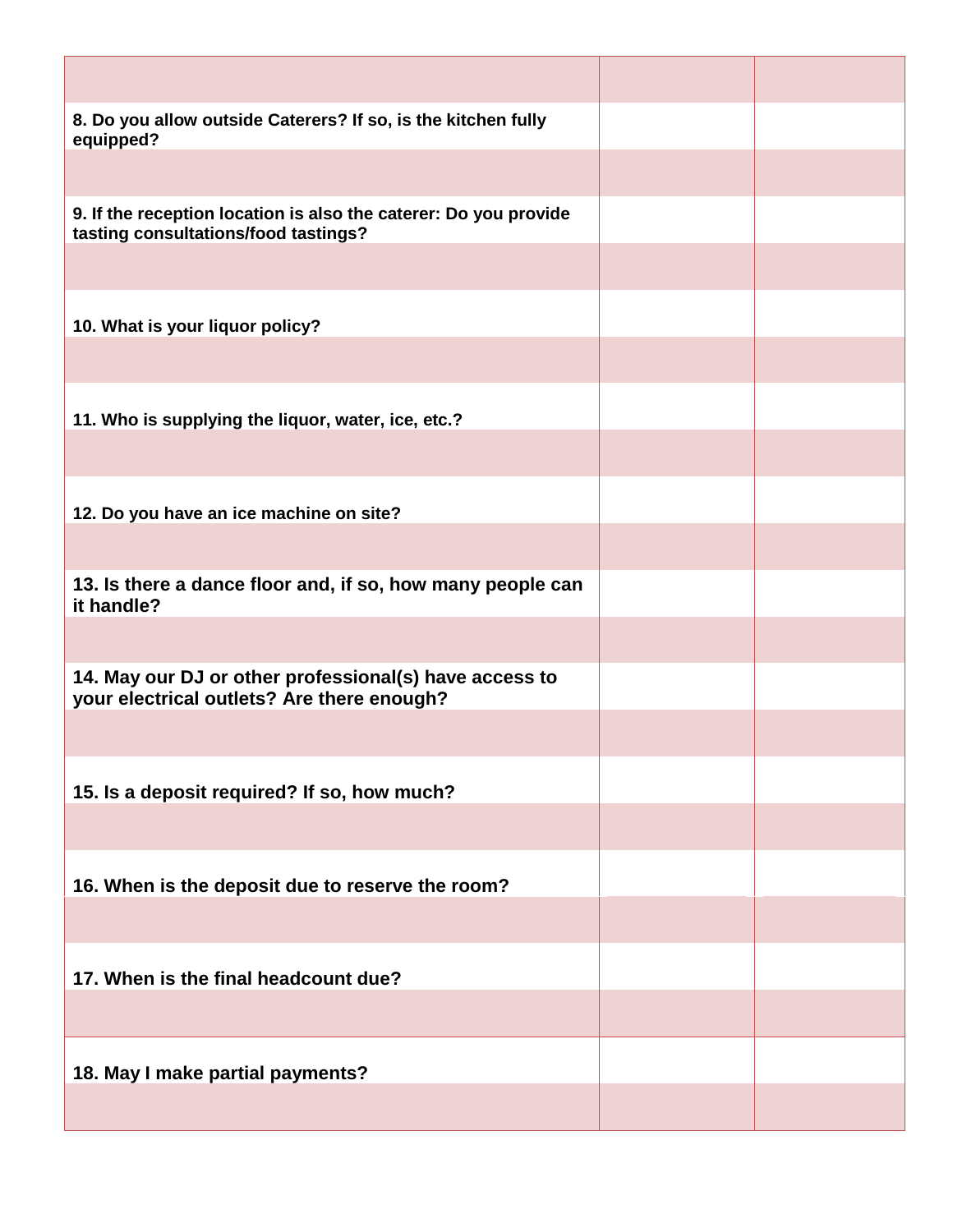| | | |
|---|---|---|
| | | |
| 8. Do you allow outside Caterers? If so, is the kitchen fully equipped? | | |
| | | |
| 9. If the reception location is also the caterer: Do you provide tasting consultations/food tastings? | | |
| | | |
| 10. What is your liquor policy? | | |
| | | |
| 11. Who is supplying the liquor, water, ice, etc.? | | |
| | | |
| 12. Do you have an ice machine on site? | | |
| | | |
| 13. Is there a dance floor and, if so, how many people can it handle? | | |
| | | |
| 14. May our DJ or other professional(s) have access to your electrical outlets? Are there enough? | | |
| | | |
| 15. Is a deposit required? If so, how much? | | |
| | | |
| 16. When is the deposit due to reserve the room? | | |
| | | |
| 17. When is the final headcount due? | | |
| | | |
| 18. May I make partial payments? | | |
| | | |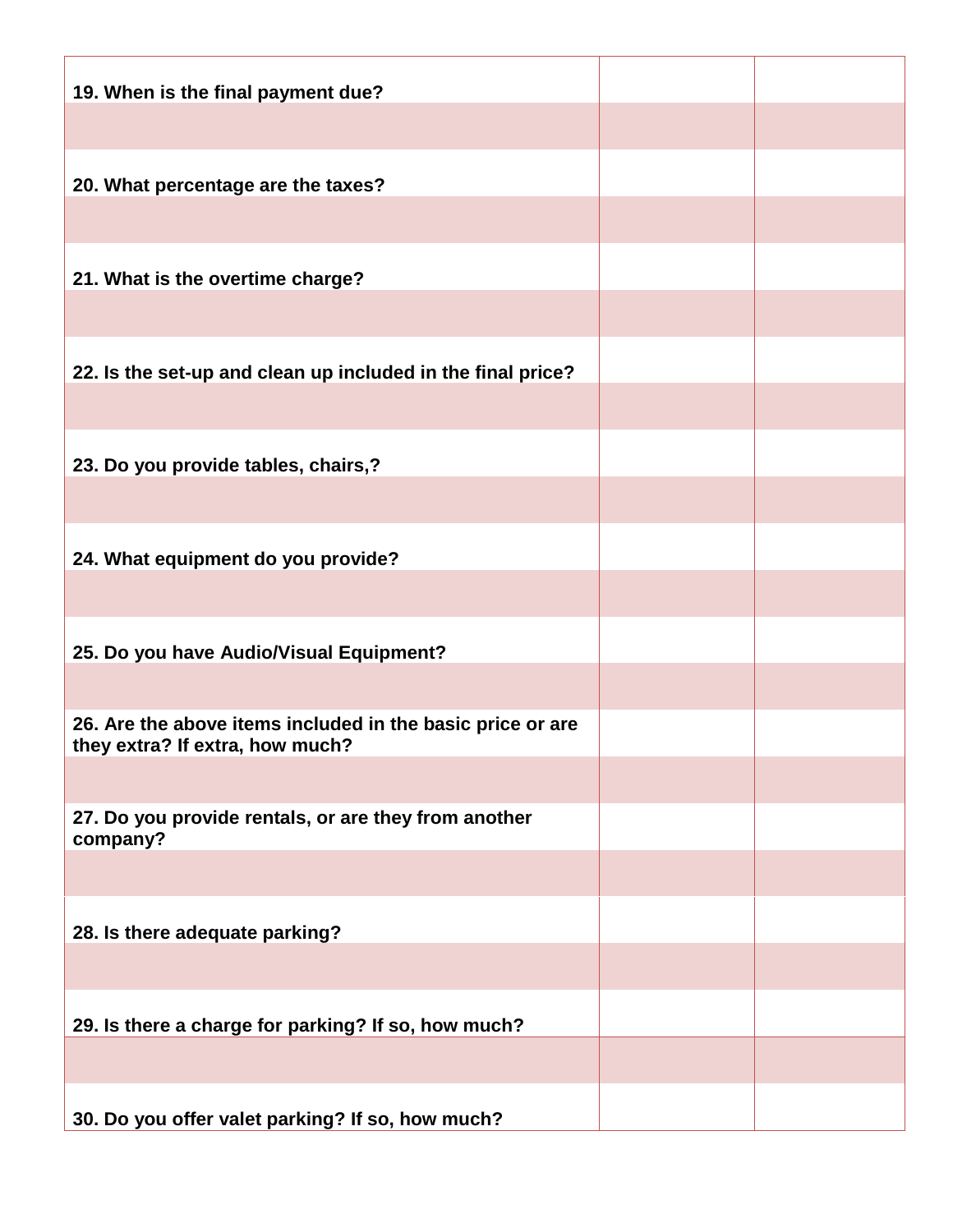| | | |
|---|---|---|
| **19. When is the final payment due?** | | |
| | | |
| **20. What percentage are the taxes?** | | |
| | | |
| **21. What is the overtime charge?** | | |
| | | |
| **22. Is the set-up and clean up included in the final price?** | | |
| | | |
| **23. Do you provide tables, chairs,?** | | |
| | | |
| **24. What equipment do you provide?** | | |
| | | |
| **25. Do you have Audio/Visual Equipment?** | | |
| | | |
| **26. Are the above items included in the basic price or are they extra? If extra, how much?** | | |
| | | |
| **27. Do you provide rentals, or are they from another company?** | | |
| | | |
| **28. Is there adequate parking?** | | |
| | | |
| **29. Is there a charge for parking? If so, how much?** | | |
| | | |
| **30. Do you offer valet parking? If so, how much?** | | |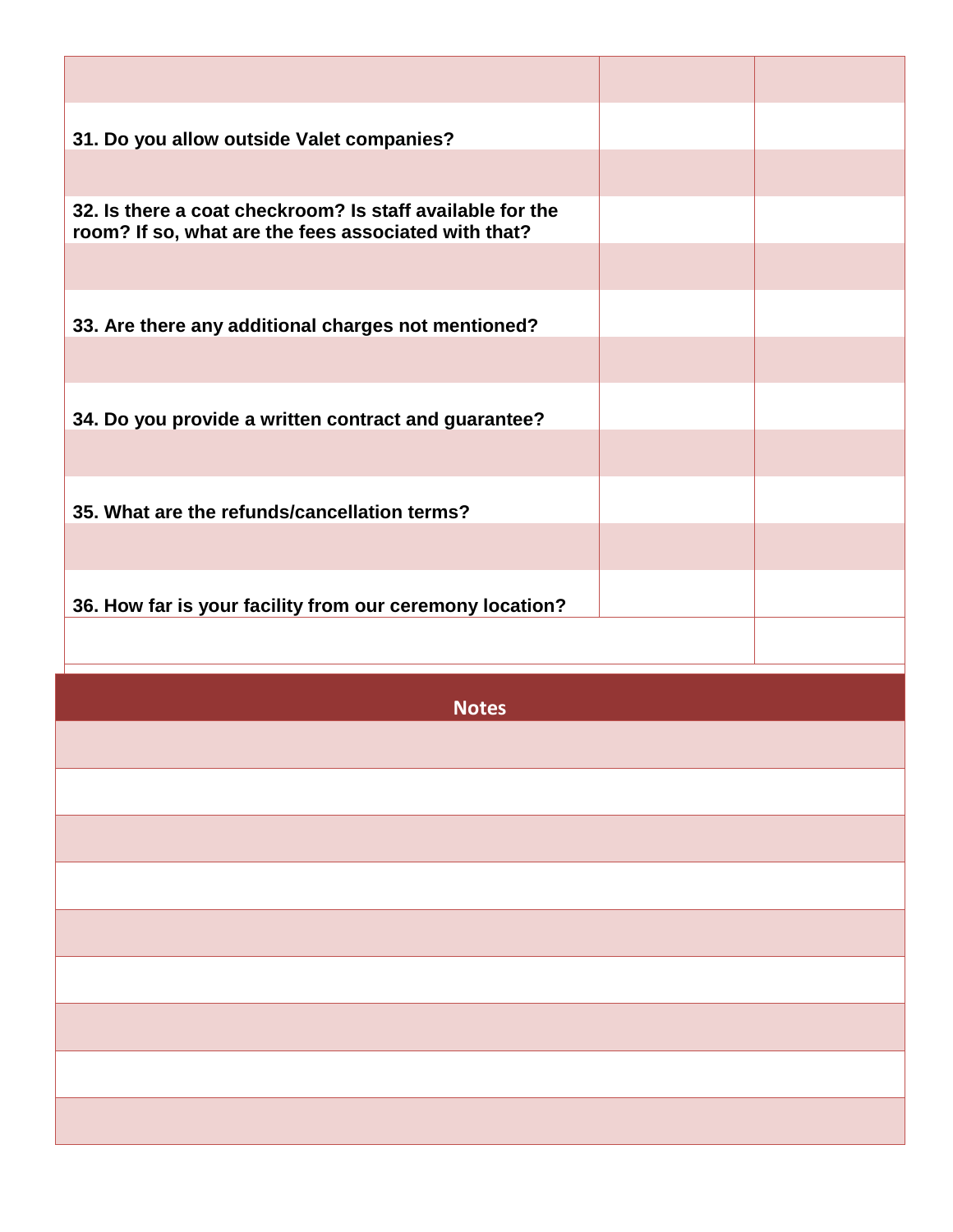| | | |
|---|---|---|
| | | |
| **31. Do you allow outside Valet companies?** | | |
| | | |
| **32. Is there a coat checkroom? Is staff available for the room? If so, what are the fees associated with that?** | | |
| | | |
| **33. Are there any additional charges not mentioned?** | | |
| | | |
| **34. Do you provide a written contract and guarantee?** | | |
| | | |
| **35. What are the refunds/cancellation terms?** | | |
| | | |
| **36. How far is your facility from our ceremony location?** | | |
| | | |

| **Notes** |
|---|
| |
| |
| |
| |
| |
| |
| |
| |
| |